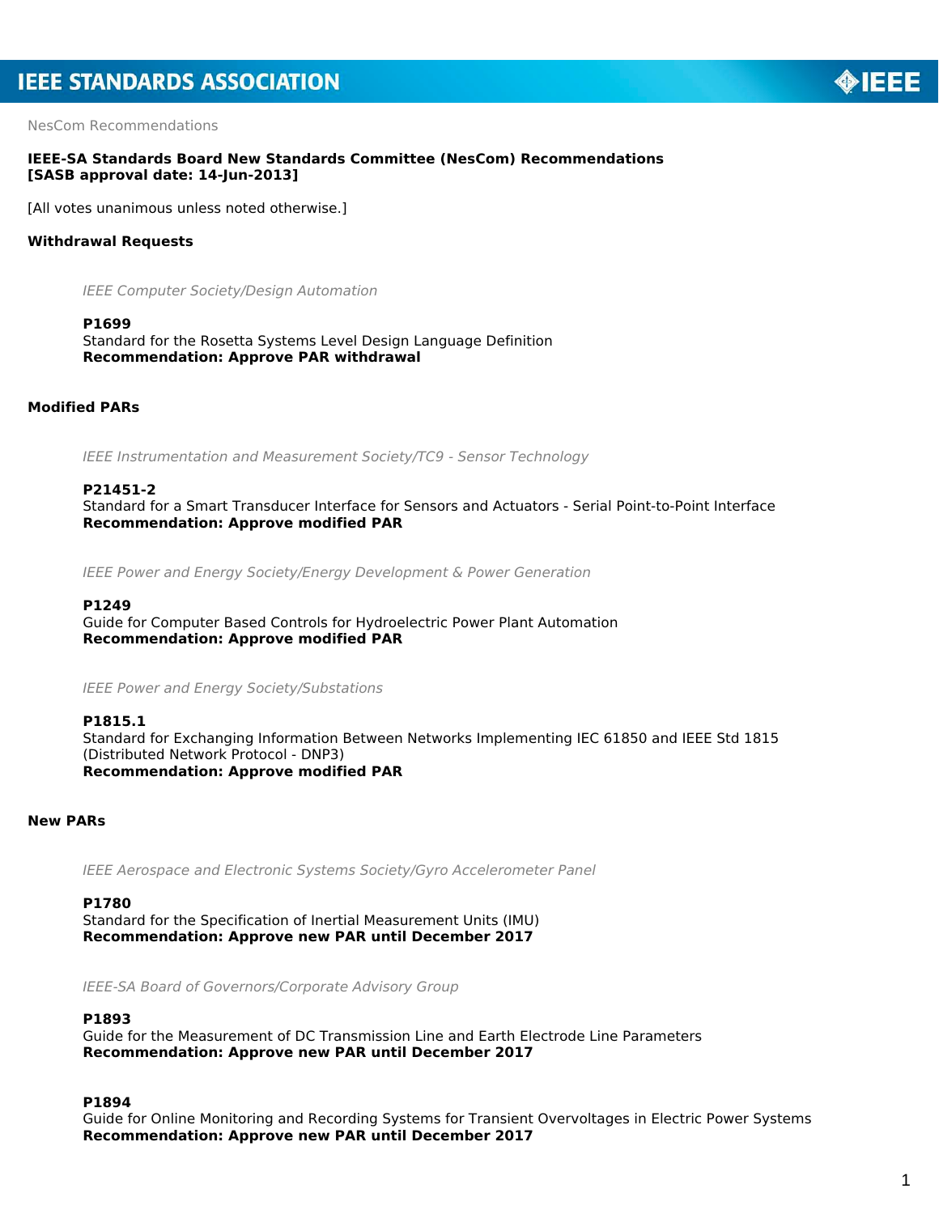NesCom Recommendations

**IEEE-SA Standards Board New Standards Committee (NesCom) Recommendations**
**[SASB approval date: 14-Jun-2013]**

[All votes unanimous unless noted otherwise.]

## Withdrawal Requests

*IEEE Computer Society/Design Automation*

**P1699**
Standard for the Rosetta Systems Level Design Language Definition
**Recommendation: Approve PAR withdrawal**

## Modified PARs

*IEEE Instrumentation and Measurement Society/TC9 - Sensor Technology*

**P21451-2**
Standard for a Smart Transducer Interface for Sensors and Actuators - Serial Point-to-Point Interface
**Recommendation: Approve modified PAR**

*IEEE Power and Energy Society/Energy Development & Power Generation*

**P1249**
Guide for Computer Based Controls for Hydroelectric Power Plant Automation
**Recommendation: Approve modified PAR**

*IEEE Power and Energy Society/Substations*

**P1815.1**
Standard for Exchanging Information Between Networks Implementing IEC 61850 and IEEE Std 1815 (Distributed Network Protocol - DNP3)
**Recommendation: Approve modified PAR**

## New PARs

*IEEE Aerospace and Electronic Systems Society/Gyro Accelerometer Panel*

**P1780**
Standard for the Specification of Inertial Measurement Units (IMU)
**Recommendation: Approve new PAR until December 2017**

*IEEE-SA Board of Governors/Corporate Advisory Group*

**P1893**
Guide for the Measurement of DC Transmission Line and Earth Electrode Line Parameters
**Recommendation: Approve new PAR until December 2017**

**P1894**
Guide for Online Monitoring and Recording Systems for Transient Overvoltages in Electric Power Systems
**Recommendation: Approve new PAR until December 2017**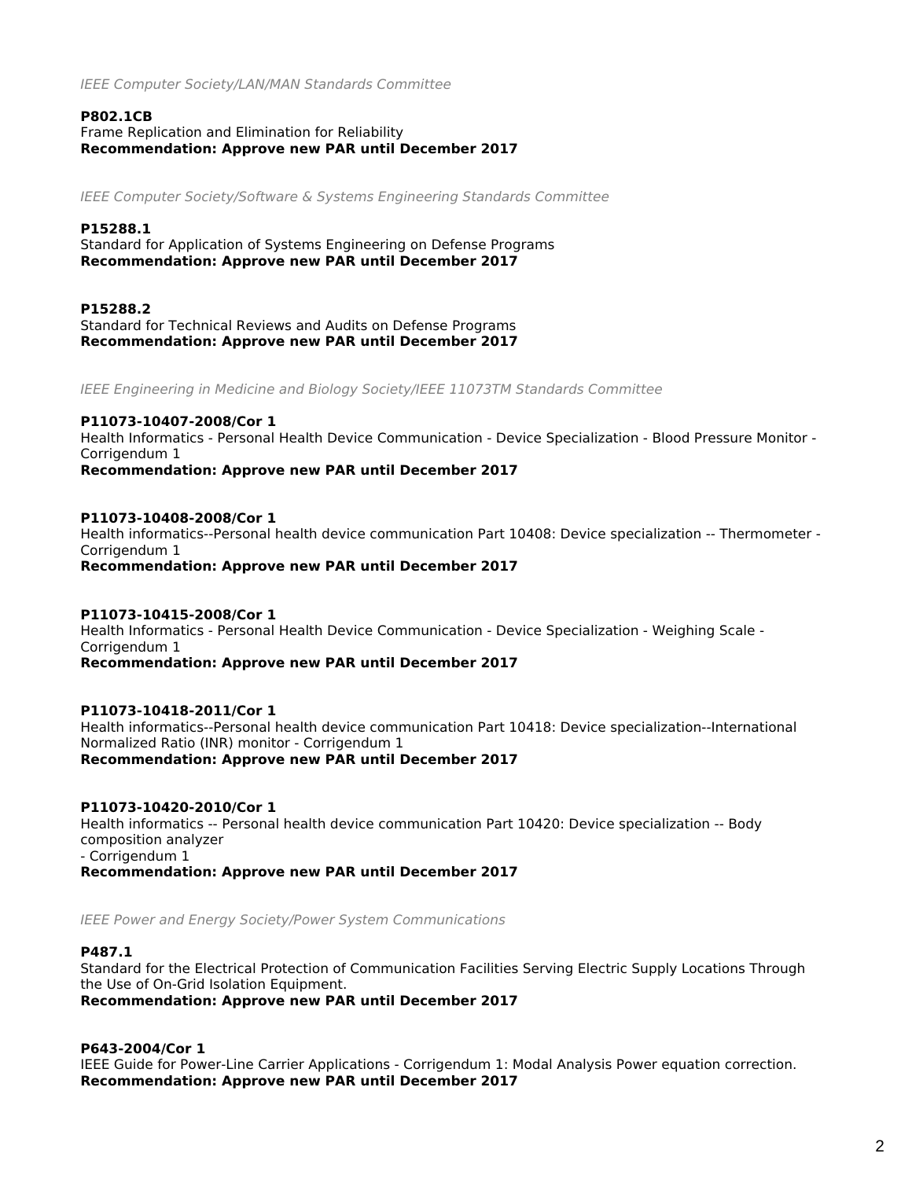*IEEE Computer Society/LAN/MAN Standards Committee*

**P802.1CB**
Frame Replication and Elimination for Reliability
**Recommendation: Approve new PAR until December 2017**

*IEEE Computer Society/Software & Systems Engineering Standards Committee*

**P15288.1**
Standard for Application of Systems Engineering on Defense Programs
**Recommendation: Approve new PAR until December 2017**

**P15288.2**
Standard for Technical Reviews and Audits on Defense Programs
**Recommendation: Approve new PAR until December 2017**

*IEEE Engineering in Medicine and Biology Society/IEEE 11073TM Standards Committee*

**P11073-10407-2008/Cor 1**
Health Informatics - Personal Health Device Communication - Device Specialization - Blood Pressure Monitor - Corrigendum 1
**Recommendation: Approve new PAR until December 2017**

**P11073-10408-2008/Cor 1**
Health informatics--Personal health device communication Part 10408: Device specialization -- Thermometer - Corrigendum 1
**Recommendation: Approve new PAR until December 2017**

**P11073-10415-2008/Cor 1**
Health Informatics - Personal Health Device Communication - Device Specialization - Weighing Scale - Corrigendum 1
**Recommendation: Approve new PAR until December 2017**

**P11073-10418-2011/Cor 1**
Health informatics--Personal health device communication Part 10418: Device specialization--International Normalized Ratio (INR) monitor - Corrigendum 1
**Recommendation: Approve new PAR until December 2017**

**P11073-10420-2010/Cor 1**
Health informatics -- Personal health device communication Part 10420: Device specialization -- Body composition analyzer
- Corrigendum 1
**Recommendation: Approve new PAR until December 2017**

*IEEE Power and Energy Society/Power System Communications*

**P487.1**
Standard for the Electrical Protection of Communication Facilities Serving Electric Supply Locations Through the Use of On-Grid Isolation Equipment.
**Recommendation: Approve new PAR until December 2017**

**P643-2004/Cor 1**
IEEE Guide for Power-Line Carrier Applications - Corrigendum 1: Modal Analysis Power equation correction.
**Recommendation: Approve new PAR until December 2017**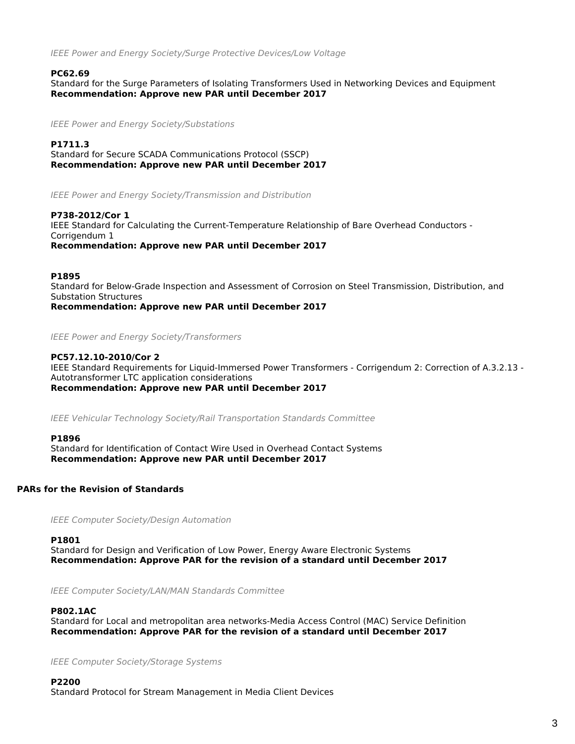*IEEE Power and Energy Society/Surge Protective Devices/Low Voltage*

**PC62.69**
Standard for the Surge Parameters of Isolating Transformers Used in Networking Devices and Equipment
**Recommendation: Approve new PAR until December 2017**

*IEEE Power and Energy Society/Substations*

**P1711.3**
Standard for Secure SCADA Communications Protocol (SSCP)
**Recommendation: Approve new PAR until December 2017**

*IEEE Power and Energy Society/Transmission and Distribution*

**P738-2012/Cor 1**
IEEE Standard for Calculating the Current-Temperature Relationship of Bare Overhead Conductors - Corrigendum 1
**Recommendation: Approve new PAR until December 2017**

**P1895**
Standard for Below-Grade Inspection and Assessment of Corrosion on Steel Transmission, Distribution, and Substation Structures
**Recommendation: Approve new PAR until December 2017**

*IEEE Power and Energy Society/Transformers*

**PC57.12.10-2010/Cor 2**
IEEE Standard Requirements for Liquid-Immersed Power Transformers - Corrigendum 2: Correction of A.3.2.13 - Autotransformer LTC application considerations
**Recommendation: Approve new PAR until December 2017**

*IEEE Vehicular Technology Society/Rail Transportation Standards Committee*

**P1896**
Standard for Identification of Contact Wire Used in Overhead Contact Systems
**Recommendation: Approve new PAR until December 2017**

## PARs for the Revision of Standards

*IEEE Computer Society/Design Automation*

**P1801**
Standard for Design and Verification of Low Power, Energy Aware Electronic Systems
**Recommendation: Approve PAR for the revision of a standard until December 2017**

*IEEE Computer Society/LAN/MAN Standards Committee*

**P802.1AC**
Standard for Local and metropolitan area networks-Media Access Control (MAC) Service Definition
**Recommendation: Approve PAR for the revision of a standard until December 2017**

*IEEE Computer Society/Storage Systems*

**P2200**
Standard Protocol for Stream Management in Media Client Devices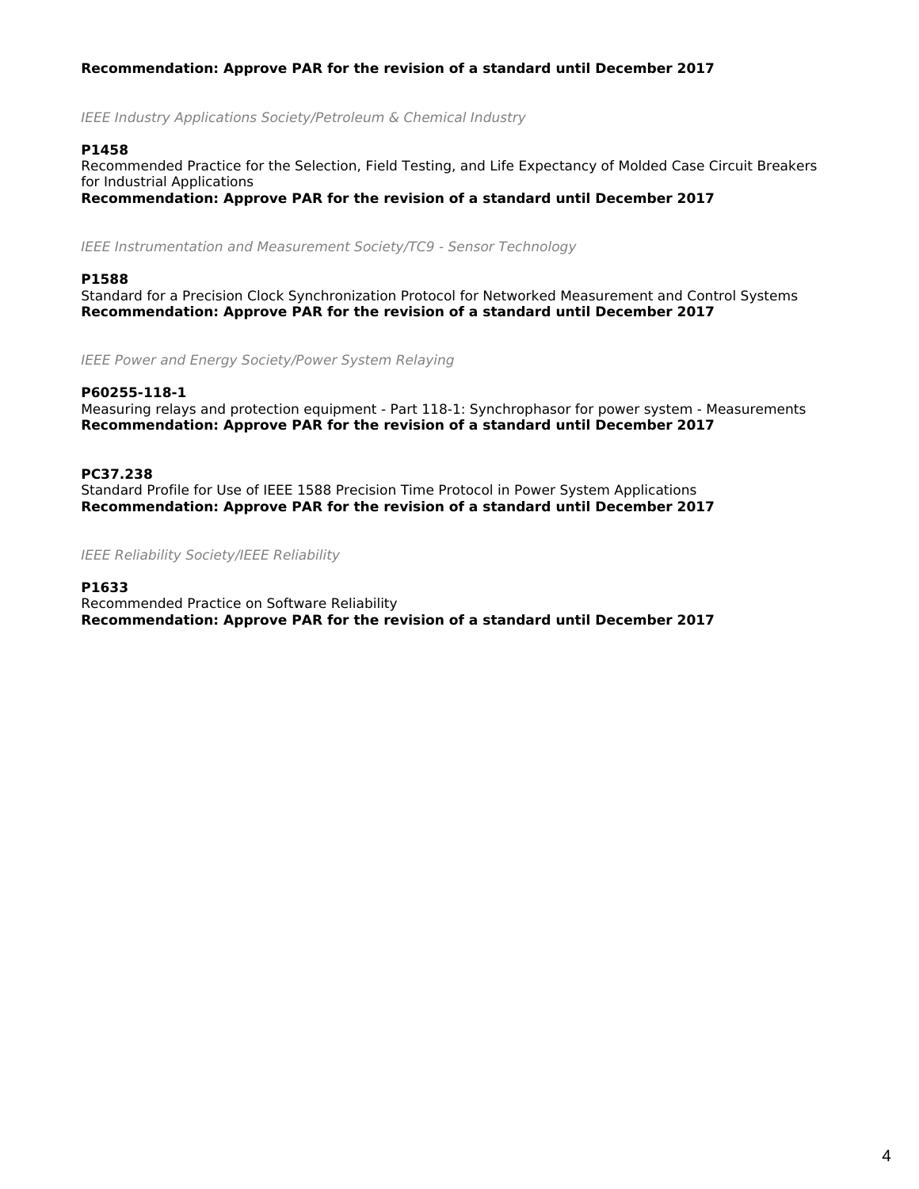**Recommendation: Approve PAR for the revision of a standard until December 2017**

*IEEE Industry Applications Society/Petroleum & Chemical Industry*

**P1458**
Recommended Practice for the Selection, Field Testing, and Life Expectancy of Molded Case Circuit Breakers for Industrial Applications
**Recommendation: Approve PAR for the revision of a standard until December 2017**

*IEEE Instrumentation and Measurement Society/TC9 - Sensor Technology*

**P1588**
Standard for a Precision Clock Synchronization Protocol for Networked Measurement and Control Systems
**Recommendation: Approve PAR for the revision of a standard until December 2017**

*IEEE Power and Energy Society/Power System Relaying*

**P60255-118-1**
Measuring relays and protection equipment - Part 118-1: Synchrophasor for power system - Measurements
**Recommendation: Approve PAR for the revision of a standard until December 2017**

**PC37.238**
Standard Profile for Use of IEEE 1588 Precision Time Protocol in Power System Applications
**Recommendation: Approve PAR for the revision of a standard until December 2017**

*IEEE Reliability Society/IEEE Reliability*

**P1633**
Recommended Practice on Software Reliability
**Recommendation: Approve PAR for the revision of a standard until December 2017**